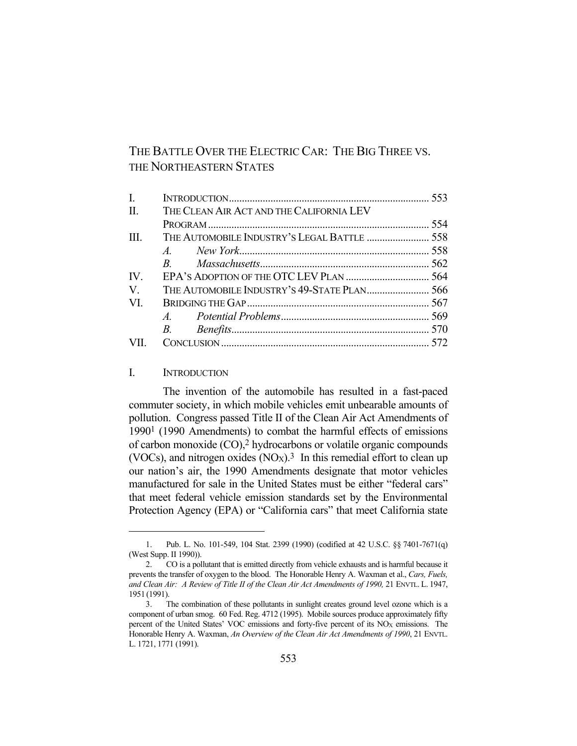# THE BATTLE OVER THE ELECTRIC CAR: THE BIG THREE VS. THE NORTHEASTERN STATES

| | | |
|---|---|---|
| I. | INTRODUCTION | 553 |
| II. | THE CLEAN AIR ACT AND THE CALIFORNIA LEV PROGRAM | 554 |
| III. | THE AUTOMOBILE INDUSTRY'S LEGAL BATTLE | 558 |
| | *A. New York* | 558 |
| | *B. Massachusetts* | 562 |
| IV. | EPA'S ADOPTION OF THE OTC LEV PLAN | 564 |
| V. | THE AUTOMOBILE INDUSTRY'S 49-STATE PLAN | 566 |
| VI. | BRIDGING THE GAP | 567 |
| | *A. Potential Problems* | 569 |
| | *B. Benefits* | 570 |
| VII. | CONCLUSION | 572 |

## I. INTRODUCTION

The invention of the automobile has resulted in a fast-paced commuter society, in which mobile vehicles emit unbearable amounts of pollution. Congress passed Title II of the Clean Air Act Amendments of 1990[1] (1990 Amendments) to combat the harmful effects of emissions of carbon monoxide (CO),[2] hydrocarbons or volatile organic compounds (VOCs), and nitrogen oxides ($NO_X$).[3] In this remedial effort to clean up our nation's air, the 1990 Amendments designate that motor vehicles manufactured for sale in the United States must be either "federal cars" that meet federal vehicle emission standards set by the Environmental Protection Agency (EPA) or "California cars" that meet California state

---

1. Pub. L. No. 101-549, 104 Stat. 2399 (1990) (codified at 42 U.S.C. §§ 7401-7671(q) (West Supp. II 1990)).

2. CO is a pollutant that is emitted directly from vehicle exhausts and is harmful because it prevents the transfer of oxygen to the blood. The Honorable Henry A. Waxman et al., *Cars, Fuels, and Clean Air: A Review of Title II of the Clean Air Act Amendments of 1990,* 21 ENVTL. L. 1947, 1951 (1991).

3. The combination of these pollutants in sunlight creates ground level ozone which is a component of urban smog. 60 Fed. Reg. 4712 (1995). Mobile sources produce approximately fifty percent of the United States' VOC emissions and forty-five percent of its $NO_X$ emissions. The Honorable Henry A. Waxman, *An Overview of the Clean Air Act Amendments of 1990*, 21 ENVTL. L. 1721, 1771 (1991).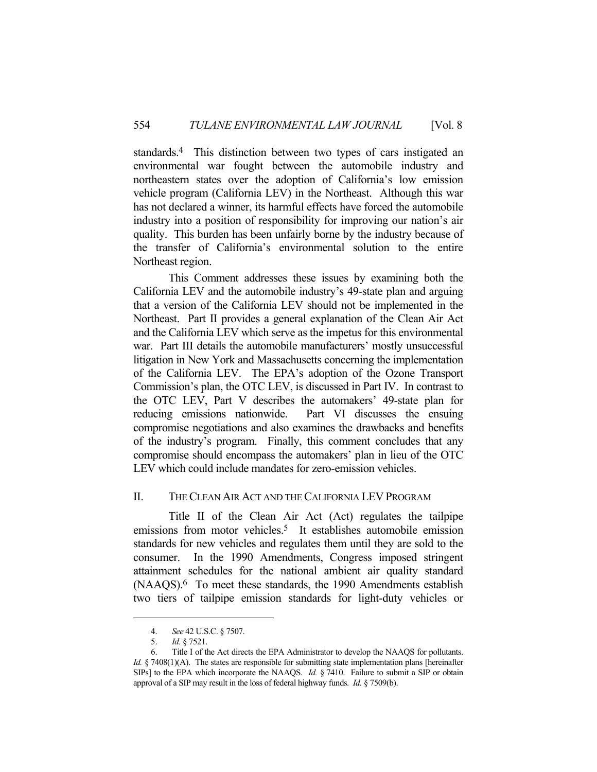standards.[4] This distinction between two types of cars instigated an environmental war fought between the automobile industry and northeastern states over the adoption of California's low emission vehicle program (California LEV) in the Northeast. Although this war has not declared a winner, its harmful effects have forced the automobile industry into a position of responsibility for improving our nation's air quality. This burden has been unfairly borne by the industry because of the transfer of California's environmental solution to the entire Northeast region.

This Comment addresses these issues by examining both the California LEV and the automobile industry's 49-state plan and arguing that a version of the California LEV should not be implemented in the Northeast. Part II provides a general explanation of the Clean Air Act and the California LEV which serve as the impetus for this environmental war. Part III details the automobile manufacturers' mostly unsuccessful litigation in New York and Massachusetts concerning the implementation of the California LEV. The EPA's adoption of the Ozone Transport Commission's plan, the OTC LEV, is discussed in Part IV. In contrast to the OTC LEV, Part V describes the automakers' 49-state plan for reducing emissions nationwide. Part VI discusses the ensuing compromise negotiations and also examines the drawbacks and benefits of the industry's program. Finally, this comment concludes that any compromise should encompass the automakers' plan in lieu of the OTC LEV which could include mandates for zero-emission vehicles.

## II. THE CLEAN AIR ACT AND THE CALIFORNIA LEV PROGRAM

Title II of the Clean Air Act (Act) regulates the tailpipe emissions from motor vehicles.[5] It establishes automobile emission standards for new vehicles and regulates them until they are sold to the consumer. In the 1990 Amendments, Congress imposed stringent attainment schedules for the national ambient air quality standard (NAAQS).[6] To meet these standards, the 1990 Amendments establish two tiers of tailpipe emission standards for light-duty vehicles or

---

4. *See* 42 U.S.C. § 7507.

5. *Id.* § 7521.

6. Title I of the Act directs the EPA Administrator to develop the NAAQS for pollutants. *Id.* § 7408(1)(A). The states are responsible for submitting state implementation plans [hereinafter SIPs] to the EPA which incorporate the NAAQS. *Id.* § 7410. Failure to submit a SIP or obtain approval of a SIP may result in the loss of federal highway funds. *Id.* § 7509(b).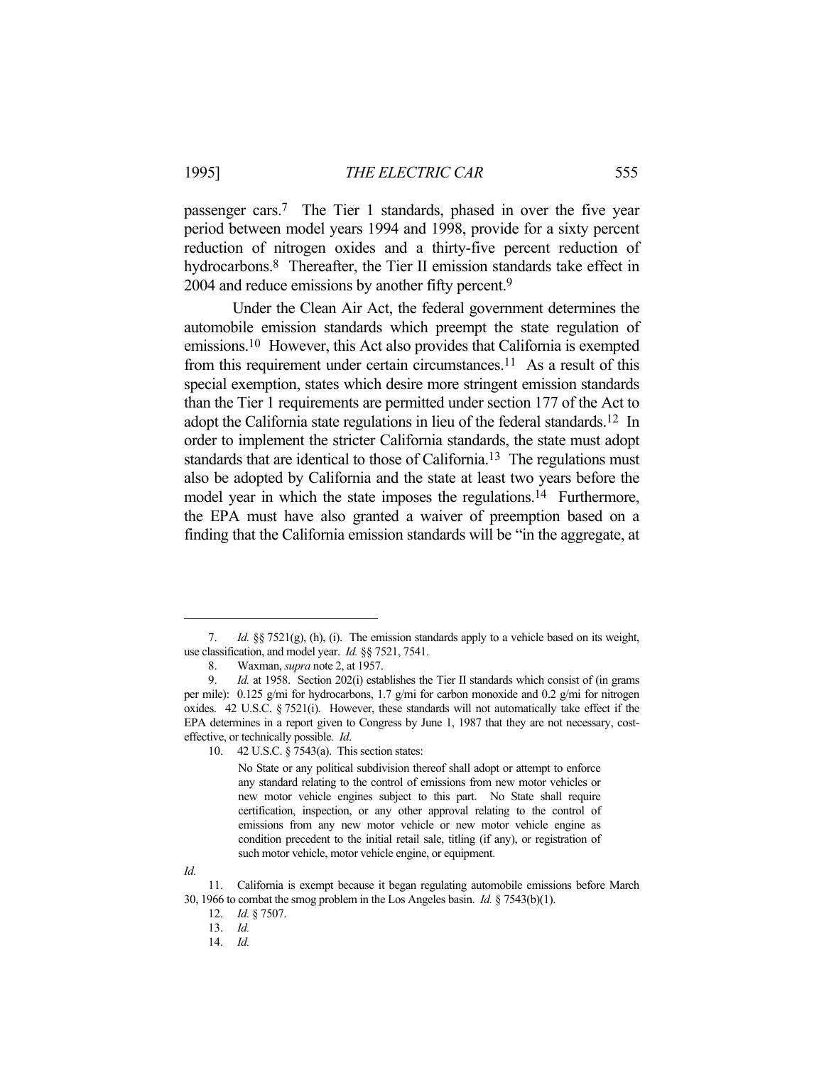passenger cars.[7] The Tier 1 standards, phased in over the five year period between model years 1994 and 1998, provide for a sixty percent reduction of nitrogen oxides and a thirty-five percent reduction of hydrocarbons.[8] Thereafter, the Tier II emission standards take effect in 2004 and reduce emissions by another fifty percent.[9]

Under the Clean Air Act, the federal government determines the automobile emission standards which preempt the state regulation of emissions.[10] However, this Act also provides that California is exempted from this requirement under certain circumstances.[11] As a result of this special exemption, states which desire more stringent emission standards than the Tier 1 requirements are permitted under section 177 of the Act to adopt the California state regulations in lieu of the federal standards.[12] In order to implement the stricter California standards, the state must adopt standards that are identical to those of California.[13] The regulations must also be adopted by California and the state at least two years before the model year in which the state imposes the regulations.[14] Furthermore, the EPA must have also granted a waiver of preemption based on a finding that the California emission standards will be "in the aggregate, at

---

7. *Id.* §§ 7521(g), (h), (i). The emission standards apply to a vehicle based on its weight, use classification, and model year. *Id.* §§ 7521, 7541.

8. Waxman, *supra* note 2, at 1957.

9. *Id.* at 1958. Section 202(i) establishes the Tier II standards which consist of (in grams per mile): 0.125 g/mi for hydrocarbons, 1.7 g/mi for carbon monoxide and 0.2 g/mi for nitrogen oxides. 42 U.S.C. § 7521(i). However, these standards will not automatically take effect if the EPA determines in a report given to Congress by June 1, 1987 that they are not necessary, cost-effective, or technically possible. *Id*.

10. 42 U.S.C. § 7543(a). This section states:

> No State or any political subdivision thereof shall adopt or attempt to enforce any standard relating to the control of emissions from new motor vehicles or new motor vehicle engines subject to this part. No State shall require certification, inspection, or any other approval relating to the control of emissions from any new motor vehicle or new motor vehicle engine as condition precedent to the initial retail sale, titling (if any), or registration of such motor vehicle, motor vehicle engine, or equipment.

*Id.*

11. California is exempt because it began regulating automobile emissions before March 30, 1966 to combat the smog problem in the Los Angeles basin. *Id.* § 7543(b)(1).

12. *Id.* § 7507.

13. *Id.*

14. *Id.*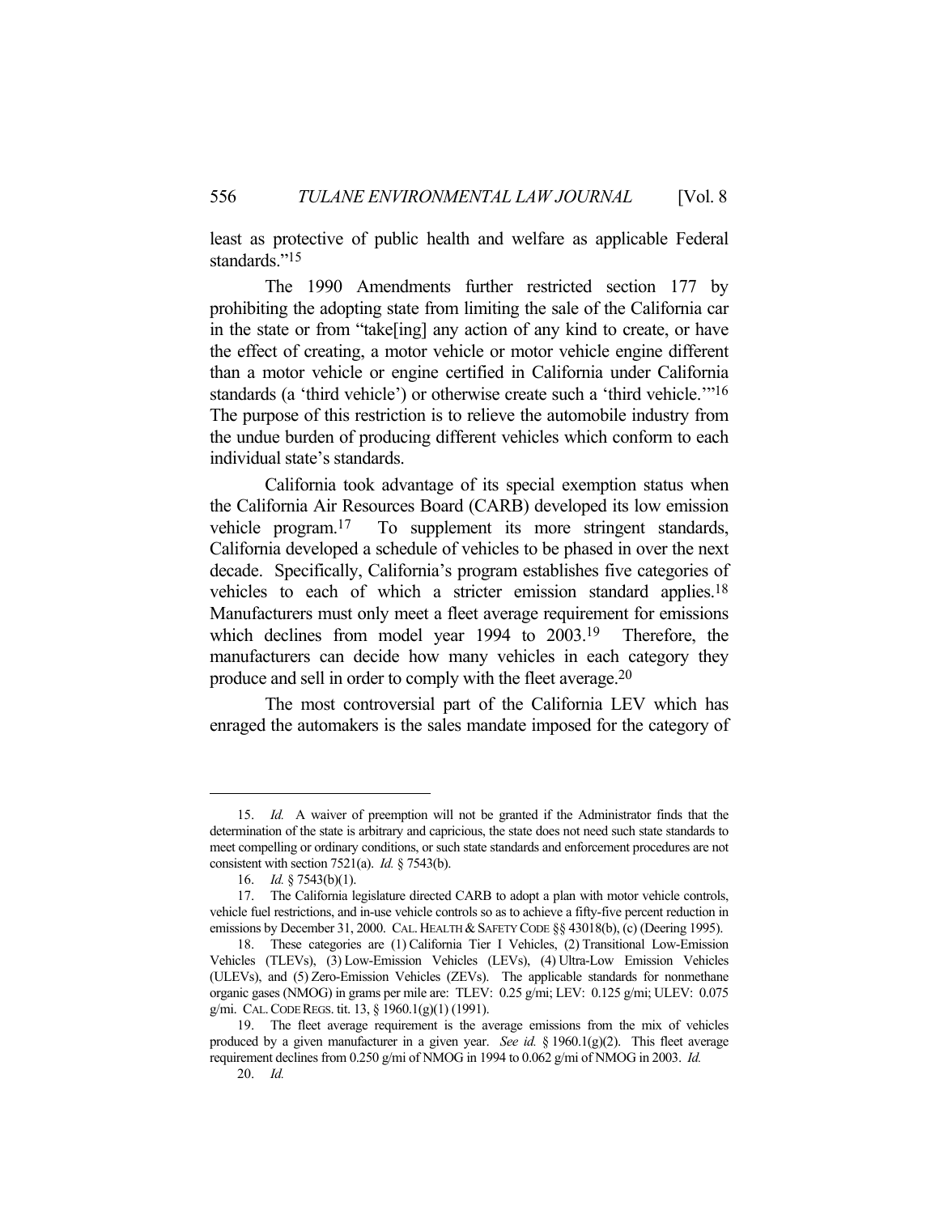least as protective of public health and welfare as applicable Federal standards."[15]

The 1990 Amendments further restricted section 177 by prohibiting the adopting state from limiting the sale of the California car in the state or from "take[ing] any action of any kind to create, or have the effect of creating, a motor vehicle or motor vehicle engine different than a motor vehicle or engine certified in California under California standards (a 'third vehicle') or otherwise create such a 'third vehicle.'"[16] The purpose of this restriction is to relieve the automobile industry from the undue burden of producing different vehicles which conform to each individual state's standards.

California took advantage of its special exemption status when the California Air Resources Board (CARB) developed its low emission vehicle program.[17] To supplement its more stringent standards, California developed a schedule of vehicles to be phased in over the next decade. Specifically, California's program establishes five categories of vehicles to each of which a stricter emission standard applies.[18] Manufacturers must only meet a fleet average requirement for emissions which declines from model year 1994 to 2003.[19] Therefore, the manufacturers can decide how many vehicles in each category they produce and sell in order to comply with the fleet average.[20]

The most controversial part of the California LEV which has enraged the automakers is the sales mandate imposed for the category of

---

15. *Id.* A waiver of preemption will not be granted if the Administrator finds that the determination of the state is arbitrary and capricious, the state does not need such state standards to meet compelling or ordinary conditions, or such state standards and enforcement procedures are not consistent with section 7521(a). *Id.* § 7543(b).

16. *Id.* § 7543(b)(1).

17. The California legislature directed CARB to adopt a plan with motor vehicle controls, vehicle fuel restrictions, and in-use vehicle controls so as to achieve a fifty-five percent reduction in emissions by December 31, 2000. CAL. HEALTH & SAFETY CODE §§ 43018(b), (c) (Deering 1995).

18. These categories are (1) California Tier I Vehicles, (2) Transitional Low-Emission Vehicles (TLEVs), (3) Low-Emission Vehicles (LEVs), (4) Ultra-Low Emission Vehicles (ULEVs), and (5) Zero-Emission Vehicles (ZEVs). The applicable standards for nonmethane organic gases (NMOG) in grams per mile are: TLEV: 0.25 g/mi; LEV: 0.125 g/mi; ULEV: 0.075 g/mi. CAL. CODE REGS. tit. 13, § 1960.1(g)(1) (1991).

19. The fleet average requirement is the average emissions from the mix of vehicles produced by a given manufacturer in a given year. *See id.* § 1960.1(g)(2). This fleet average requirement declines from 0.250 g/mi of NMOG in 1994 to 0.062 g/mi of NMOG in 2003. *Id.*

20. *Id.*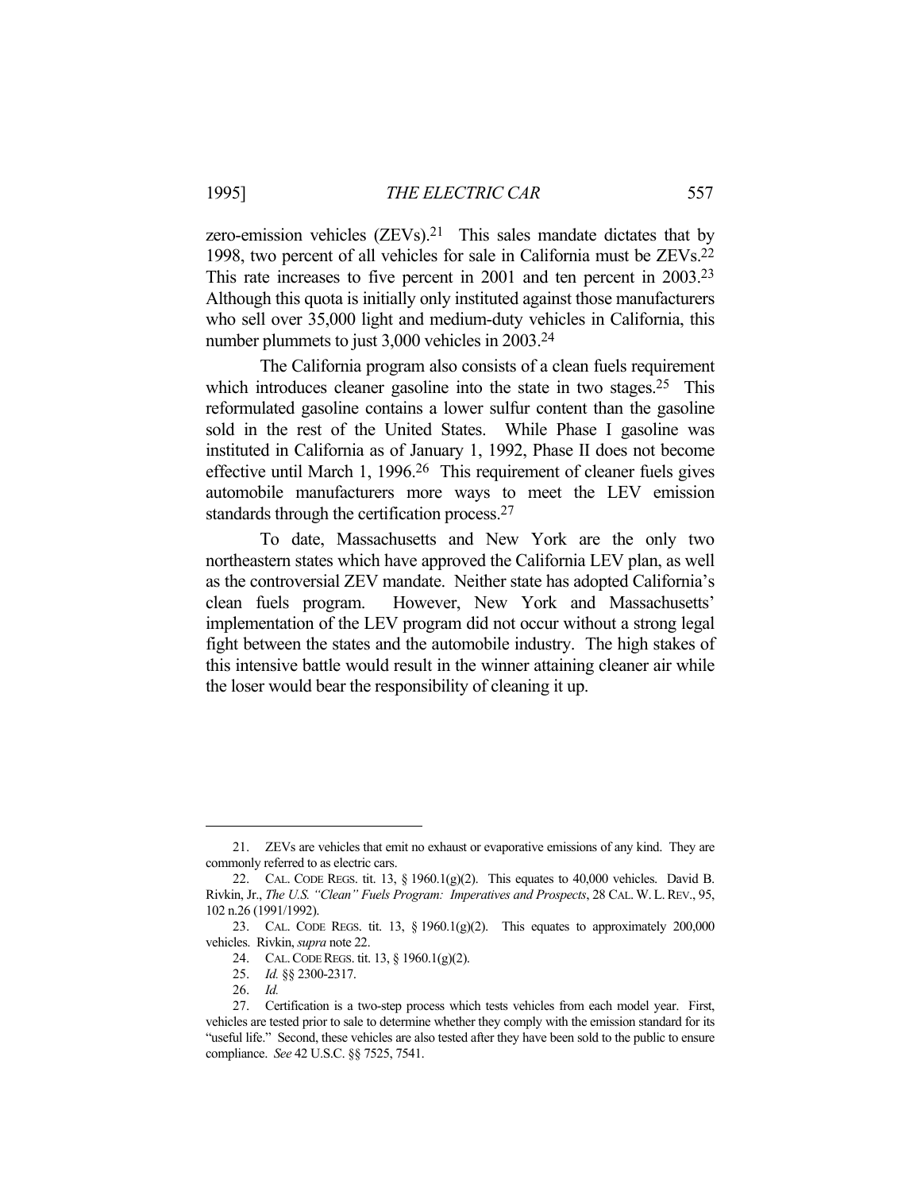zero-emission vehicles (ZEVs).[21] This sales mandate dictates that by 1998, two percent of all vehicles for sale in California must be ZEVs.[22] This rate increases to five percent in 2001 and ten percent in 2003.[23] Although this quota is initially only instituted against those manufacturers who sell over 35,000 light and medium-duty vehicles in California, this number plummets to just 3,000 vehicles in 2003.[24]

The California program also consists of a clean fuels requirement which introduces cleaner gasoline into the state in two stages.[25] This reformulated gasoline contains a lower sulfur content than the gasoline sold in the rest of the United States. While Phase I gasoline was instituted in California as of January 1, 1992, Phase II does not become effective until March 1, 1996.[26] This requirement of cleaner fuels gives automobile manufacturers more ways to meet the LEV emission standards through the certification process.[27]

To date, Massachusetts and New York are the only two northeastern states which have approved the California LEV plan, as well as the controversial ZEV mandate. Neither state has adopted California's clean fuels program. However, New York and Massachusetts' implementation of the LEV program did not occur without a strong legal fight between the states and the automobile industry. The high stakes of this intensive battle would result in the winner attaining cleaner air while the loser would bear the responsibility of cleaning it up.

---

21. ZEVs are vehicles that emit no exhaust or evaporative emissions of any kind. They are commonly referred to as electric cars.

22. CAL. CODE REGS. tit. 13, § 1960.1(g)(2). This equates to 40,000 vehicles. David B. Rivkin, Jr., *The U.S. "Clean" Fuels Program: Imperatives and Prospects*, 28 CAL. W. L. REV., 95, 102 n.26 (1991/1992).

23. CAL. CODE REGS. tit. 13, § 1960.1(g)(2). This equates to approximately 200,000 vehicles. Rivkin, *supra* note 22.

24. CAL. CODE REGS. tit. 13, § 1960.1(g)(2).

25. *Id.* §§ 2300-2317.

26. *Id.*

27. Certification is a two-step process which tests vehicles from each model year. First, vehicles are tested prior to sale to determine whether they comply with the emission standard for its "useful life." Second, these vehicles are also tested after they have been sold to the public to ensure compliance. *See* 42 U.S.C. §§ 7525, 7541.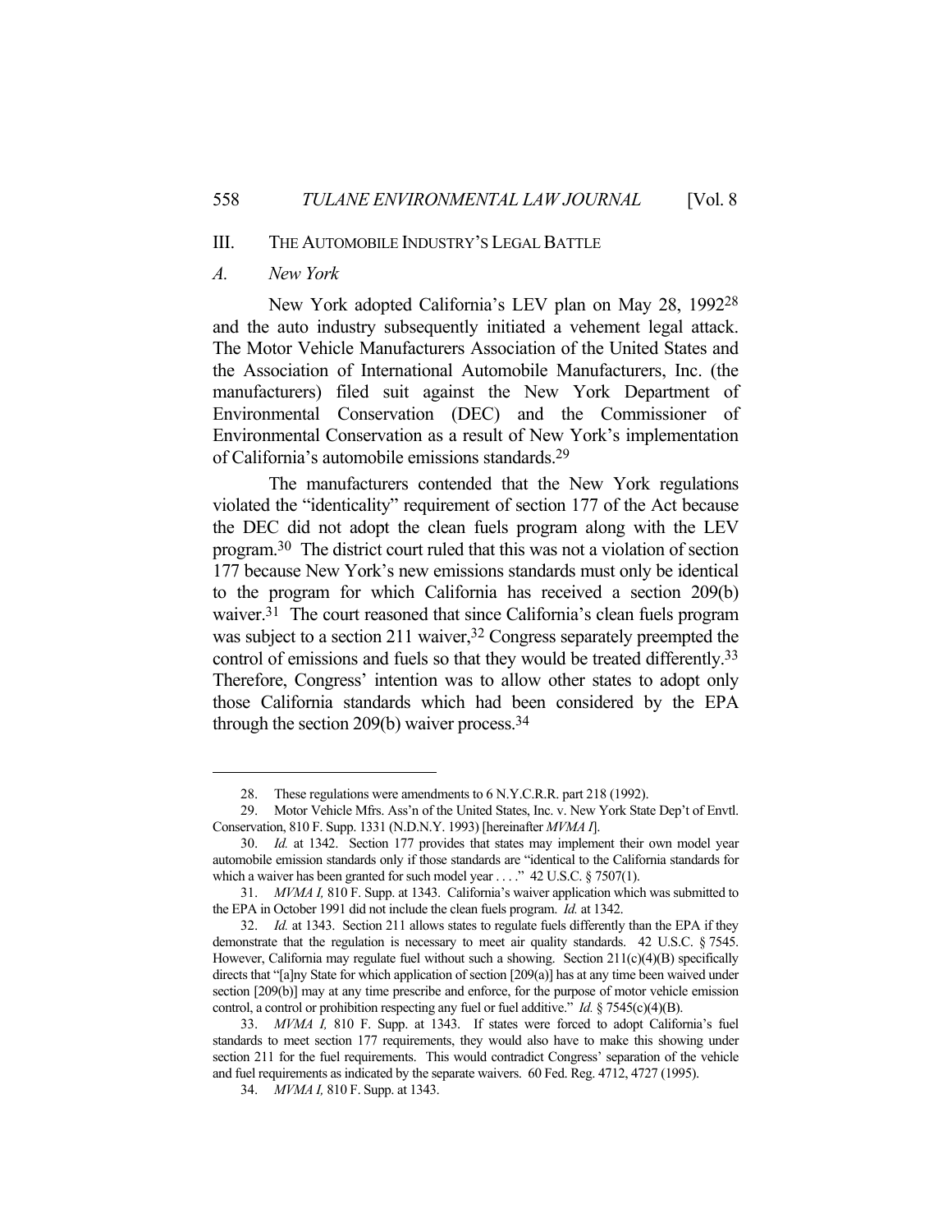## III. THE AUTOMOBILE INDUSTRY'S LEGAL BATTLE

### *A. New York*

New York adopted California's LEV plan on May 28, 1992[28] and the auto industry subsequently initiated a vehement legal attack. The Motor Vehicle Manufacturers Association of the United States and the Association of International Automobile Manufacturers, Inc. (the manufacturers) filed suit against the New York Department of Environmental Conservation (DEC) and the Commissioner of Environmental Conservation as a result of New York's implementation of California's automobile emissions standards.[29]

The manufacturers contended that the New York regulations violated the "identicality" requirement of section 177 of the Act because the DEC did not adopt the clean fuels program along with the LEV program.[30] The district court ruled that this was not a violation of section 177 because New York's new emissions standards must only be identical to the program for which California has received a section 209(b) waiver.[31] The court reasoned that since California's clean fuels program was subject to a section 211 waiver,[32] Congress separately preempted the control of emissions and fuels so that they would be treated differently.[33] Therefore, Congress' intention was to allow other states to adopt only those California standards which had been considered by the EPA through the section 209(b) waiver process.[34]

---

28. These regulations were amendments to 6 N.Y.C.R.R. part 218 (1992).

29. Motor Vehicle Mfrs. Ass'n of the United States, Inc. v. New York State Dep't of Envtl. Conservation, 810 F. Supp. 1331 (N.D.N.Y. 1993) [hereinafter *MVMA I*].

30. *Id.* at 1342. Section 177 provides that states may implement their own model year automobile emission standards only if those standards are "identical to the California standards for which a waiver has been granted for such model year . . . ." 42 U.S.C. § 7507(1).

31. *MVMA I,* 810 F. Supp. at 1343. California's waiver application which was submitted to the EPA in October 1991 did not include the clean fuels program. *Id.* at 1342.

32. *Id.* at 1343. Section 211 allows states to regulate fuels differently than the EPA if they demonstrate that the regulation is necessary to meet air quality standards. 42 U.S.C. § 7545. However, California may regulate fuel without such a showing. Section 211(c)(4)(B) specifically directs that "[a]ny State for which application of section [209(a)] has at any time been waived under section [209(b)] may at any time prescribe and enforce, for the purpose of motor vehicle emission control, a control or prohibition respecting any fuel or fuel additive." *Id.* § 7545(c)(4)(B).

33. *MVMA I,* 810 F. Supp. at 1343. If states were forced to adopt California's fuel standards to meet section 177 requirements, they would also have to make this showing under section 211 for the fuel requirements. This would contradict Congress' separation of the vehicle and fuel requirements as indicated by the separate waivers. 60 Fed. Reg. 4712, 4727 (1995).

34. *MVMA I,* 810 F. Supp. at 1343.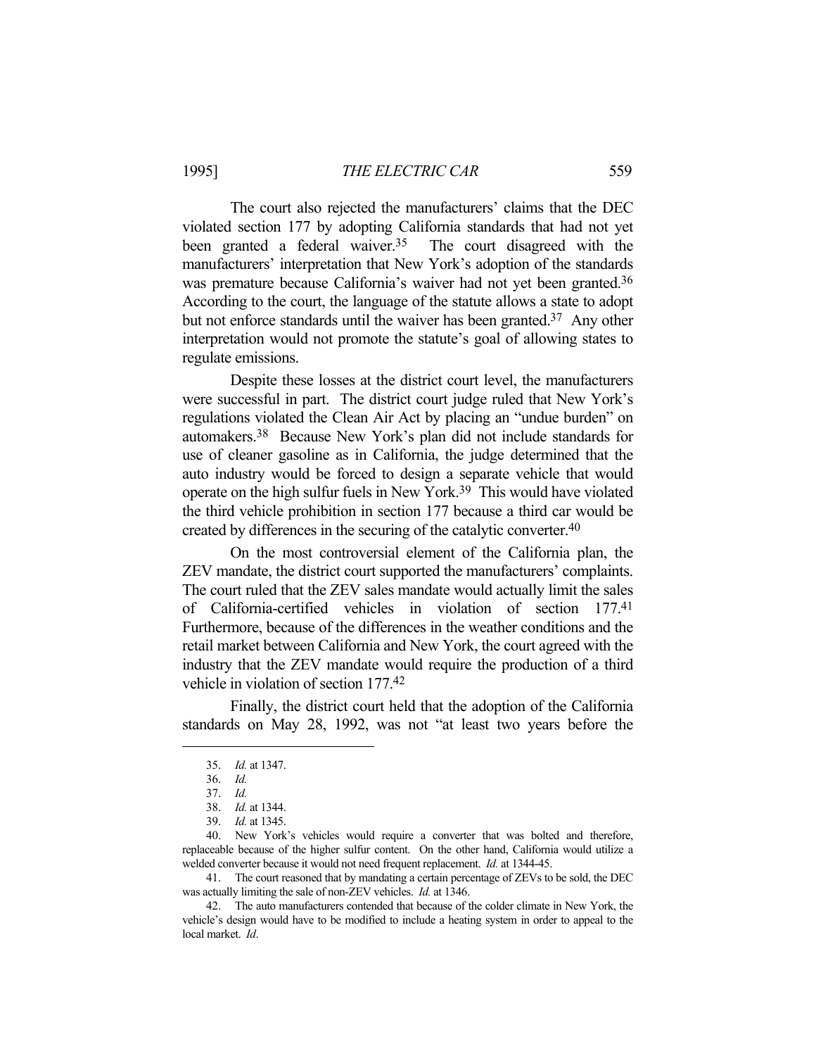The court also rejected the manufacturers' claims that the DEC violated section 177 by adopting California standards that had not yet been granted a federal waiver.[35] The court disagreed with the manufacturers' interpretation that New York's adoption of the standards was premature because California's waiver had not yet been granted.[36] According to the court, the language of the statute allows a state to adopt but not enforce standards until the waiver has been granted.[37] Any other interpretation would not promote the statute's goal of allowing states to regulate emissions.

Despite these losses at the district court level, the manufacturers were successful in part. The district court judge ruled that New York's regulations violated the Clean Air Act by placing an "undue burden" on automakers.[38] Because New York's plan did not include standards for use of cleaner gasoline as in California, the judge determined that the auto industry would be forced to design a separate vehicle that would operate on the high sulfur fuels in New York.[39] This would have violated the third vehicle prohibition in section 177 because a third car would be created by differences in the securing of the catalytic converter.[40]

On the most controversial element of the California plan, the ZEV mandate, the district court supported the manufacturers' complaints. The court ruled that the ZEV sales mandate would actually limit the sales of California-certified vehicles in violation of section 177.[41] Furthermore, because of the differences in the weather conditions and the retail market between California and New York, the court agreed with the industry that the ZEV mandate would require the production of a third vehicle in violation of section 177.[42]

Finally, the district court held that the adoption of the California standards on May 28, 1992, was not "at least two years before the

---

35. *Id.* at 1347.

36. *Id.*

37. *Id.*

38. *Id.* at 1344.

39. *Id.* at 1345.

40. New York's vehicles would require a converter that was bolted and therefore, replaceable because of the higher sulfur content. On the other hand, California would utilize a welded converter because it would not need frequent replacement. *Id.* at 1344-45.

41. The court reasoned that by mandating a certain percentage of ZEVs to be sold, the DEC was actually limiting the sale of non-ZEV vehicles. *Id.* at 1346.

42. The auto manufacturers contended that because of the colder climate in New York, the vehicle's design would have to be modified to include a heating system in order to appeal to the local market. *Id*.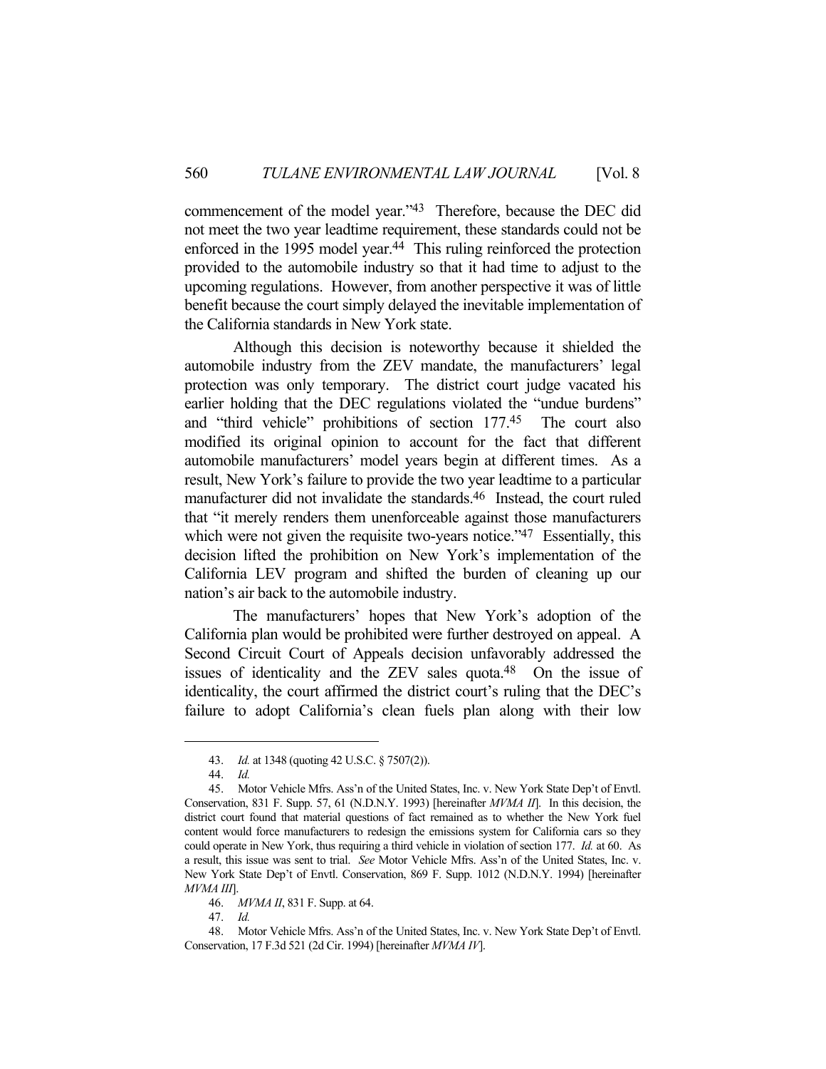commencement of the model year."[43] Therefore, because the DEC did not meet the two year leadtime requirement, these standards could not be enforced in the 1995 model year.[44] This ruling reinforced the protection provided to the automobile industry so that it had time to adjust to the upcoming regulations. However, from another perspective it was of little benefit because the court simply delayed the inevitable implementation of the California standards in New York state.

Although this decision is noteworthy because it shielded the automobile industry from the ZEV mandate, the manufacturers' legal protection was only temporary. The district court judge vacated his earlier holding that the DEC regulations violated the "undue burdens" and "third vehicle" prohibitions of section 177.[45] The court also modified its original opinion to account for the fact that different automobile manufacturers' model years begin at different times. As a result, New York's failure to provide the two year leadtime to a particular manufacturer did not invalidate the standards.[46] Instead, the court ruled that "it merely renders them unenforceable against those manufacturers which were not given the requisite two-years notice."[47] Essentially, this decision lifted the prohibition on New York's implementation of the California LEV program and shifted the burden of cleaning up our nation's air back to the automobile industry.

The manufacturers' hopes that New York's adoption of the California plan would be prohibited were further destroyed on appeal. A Second Circuit Court of Appeals decision unfavorably addressed the issues of identicality and the ZEV sales quota.[48] On the issue of identicality, the court affirmed the district court's ruling that the DEC's failure to adopt California's clean fuels plan along with their low

---

43. *Id.* at 1348 (quoting 42 U.S.C. § 7507(2)).

44. *Id.*

45. Motor Vehicle Mfrs. Ass'n of the United States, Inc. v. New York State Dep't of Envtl. Conservation, 831 F. Supp. 57, 61 (N.D.N.Y. 1993) [hereinafter *MVMA II*]. In this decision, the district court found that material questions of fact remained as to whether the New York fuel content would force manufacturers to redesign the emissions system for California cars so they could operate in New York, thus requiring a third vehicle in violation of section 177. *Id.* at 60. As a result, this issue was sent to trial. *See* Motor Vehicle Mfrs. Ass'n of the United States, Inc. v. New York State Dep't of Envtl. Conservation, 869 F. Supp. 1012 (N.D.N.Y. 1994) [hereinafter *MVMA III*].

46. *MVMA II*, 831 F. Supp. at 64.

47. *Id.*

48. Motor Vehicle Mfrs. Ass'n of the United States, Inc. v. New York State Dep't of Envtl. Conservation, 17 F.3d 521 (2d Cir. 1994) [hereinafter *MVMA IV*].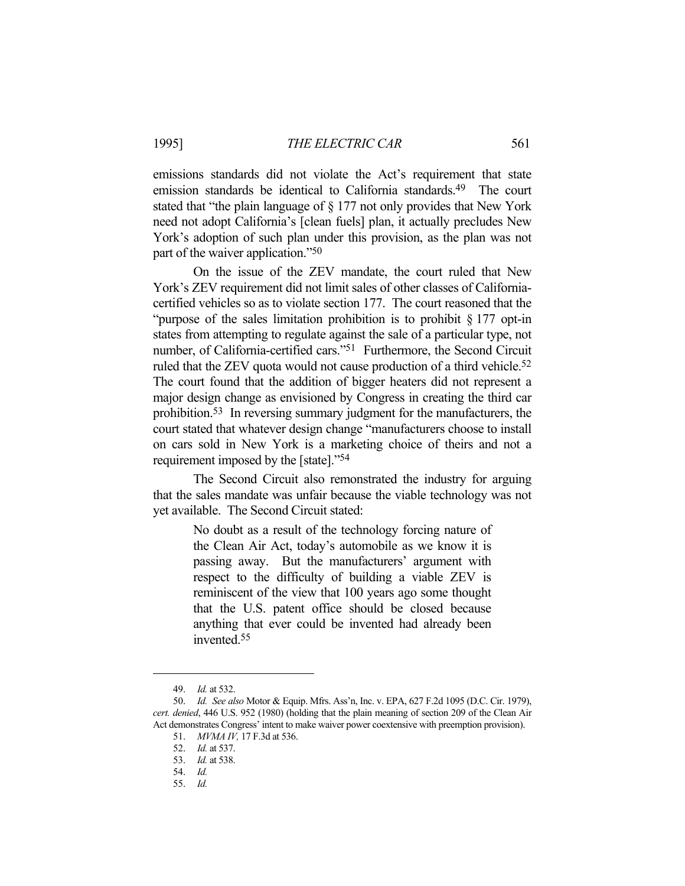emissions standards did not violate the Act's requirement that state emission standards be identical to California standards.[49] The court stated that "the plain language of § 177 not only provides that New York need not adopt California's [clean fuels] plan, it actually precludes New York's adoption of such plan under this provision, as the plan was not part of the waiver application."[50]

On the issue of the ZEV mandate, the court ruled that New York's ZEV requirement did not limit sales of other classes of California-certified vehicles so as to violate section 177. The court reasoned that the "purpose of the sales limitation prohibition is to prohibit § 177 opt-in states from attempting to regulate against the sale of a particular type, not number, of California-certified cars."[51] Furthermore, the Second Circuit ruled that the ZEV quota would not cause production of a third vehicle.[52] The court found that the addition of bigger heaters did not represent a major design change as envisioned by Congress in creating the third car prohibition.[53] In reversing summary judgment for the manufacturers, the court stated that whatever design change "manufacturers choose to install on cars sold in New York is a marketing choice of theirs and not a requirement imposed by the [state]."[54]

The Second Circuit also remonstrated the industry for arguing that the sales mandate was unfair because the viable technology was not yet available. The Second Circuit stated:

> No doubt as a result of the technology forcing nature of the Clean Air Act, today's automobile as we know it is passing away. But the manufacturers' argument with respect to the difficulty of building a viable ZEV is reminiscent of the view that 100 years ago some thought that the U.S. patent office should be closed because anything that ever could be invented had already been invented.[55]

---

49. *Id.* at 532.

50. *Id. See also* Motor & Equip. Mfrs. Ass'n, Inc. v. EPA, 627 F.2d 1095 (D.C. Cir. 1979), *cert. denied*, 446 U.S. 952 (1980) (holding that the plain meaning of section 209 of the Clean Air Act demonstrates Congress' intent to make waiver power coextensive with preemption provision).

51. *MVMA IV,* 17 F.3d at 536.

52. *Id.* at 537.

53. *Id.* at 538.

54. *Id.*

55. *Id.*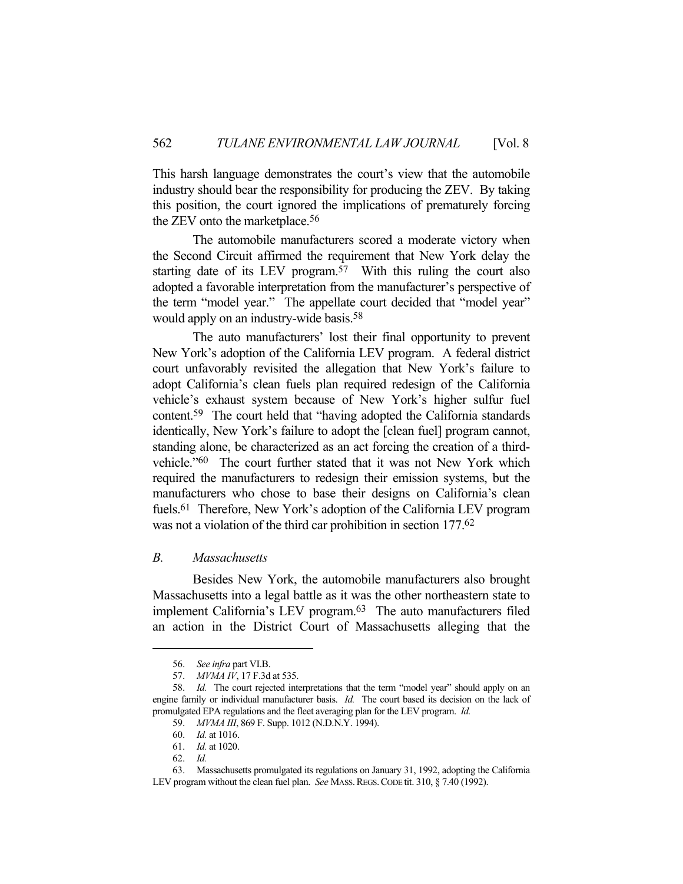This harsh language demonstrates the court's view that the automobile industry should bear the responsibility for producing the ZEV. By taking this position, the court ignored the implications of prematurely forcing the ZEV onto the marketplace.[56]

The automobile manufacturers scored a moderate victory when the Second Circuit affirmed the requirement that New York delay the starting date of its LEV program.[57] With this ruling the court also adopted a favorable interpretation from the manufacturer's perspective of the term "model year." The appellate court decided that "model year" would apply on an industry-wide basis.[58]

The auto manufacturers' lost their final opportunity to prevent New York's adoption of the California LEV program. A federal district court unfavorably revisited the allegation that New York's failure to adopt California's clean fuels plan required redesign of the California vehicle's exhaust system because of New York's higher sulfur fuel content.[59] The court held that "having adopted the California standards identically, New York's failure to adopt the [clean fuel] program cannot, standing alone, be characterized as an act forcing the creation of a third-vehicle."[60] The court further stated that it was not New York which required the manufacturers to redesign their emission systems, but the manufacturers who chose to base their designs on California's clean fuels.[61] Therefore, New York's adoption of the California LEV program was not a violation of the third car prohibition in section 177.[62]

### *B. Massachusetts*

Besides New York, the automobile manufacturers also brought Massachusetts into a legal battle as it was the other northeastern state to implement California's LEV program.[63] The auto manufacturers filed an action in the District Court of Massachusetts alleging that the

---

56. *See infra* part VI.B.

57. *MVMA IV*, 17 F.3d at 535.

58. *Id.* The court rejected interpretations that the term "model year" should apply on an engine family or individual manufacturer basis. *Id.* The court based its decision on the lack of promulgated EPA regulations and the fleet averaging plan for the LEV program. *Id.*

59. *MVMA III*, 869 F. Supp. 1012 (N.D.N.Y. 1994).

60. *Id.* at 1016.

61. *Id.* at 1020.

62. *Id.*

63. Massachusetts promulgated its regulations on January 31, 1992, adopting the California LEV program without the clean fuel plan. *See* MASS. REGS. CODE tit. 310, § 7.40 (1992).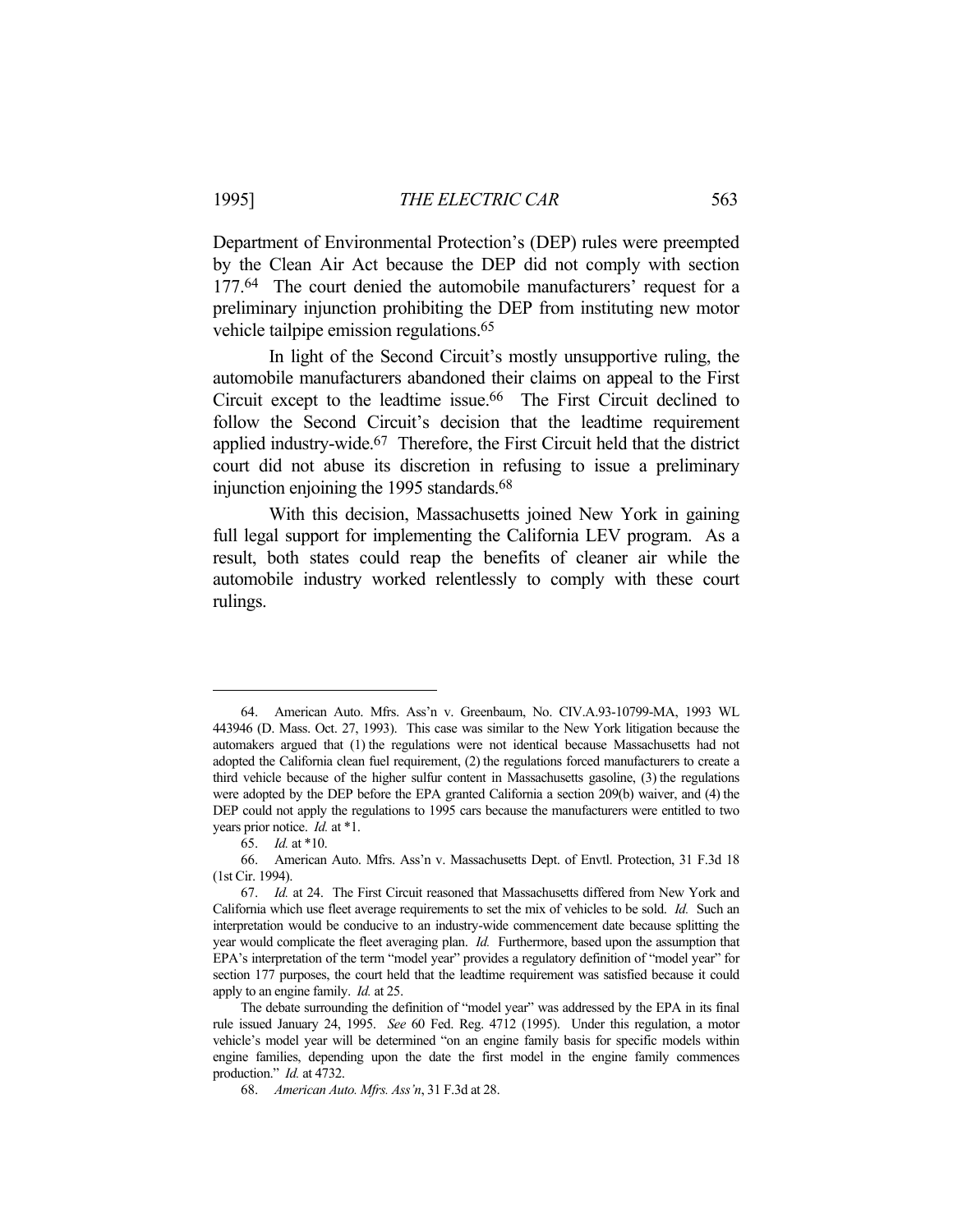Department of Environmental Protection's (DEP) rules were preempted by the Clean Air Act because the DEP did not comply with section 177.[64] The court denied the automobile manufacturers' request for a preliminary injunction prohibiting the DEP from instituting new motor vehicle tailpipe emission regulations.[65]

In light of the Second Circuit's mostly unsupportive ruling, the automobile manufacturers abandoned their claims on appeal to the First Circuit except to the leadtime issue.[66] The First Circuit declined to follow the Second Circuit's decision that the leadtime requirement applied industry-wide.[67] Therefore, the First Circuit held that the district court did not abuse its discretion in refusing to issue a preliminary injunction enjoining the 1995 standards.[68]

With this decision, Massachusetts joined New York in gaining full legal support for implementing the California LEV program. As a result, both states could reap the benefits of cleaner air while the automobile industry worked relentlessly to comply with these court rulings.

---

64. American Auto. Mfrs. Ass'n v. Greenbaum, No. CIV.A.93-10799-MA, 1993 WL 443946 (D. Mass. Oct. 27, 1993). This case was similar to the New York litigation because the automakers argued that (1) the regulations were not identical because Massachusetts had not adopted the California clean fuel requirement, (2) the regulations forced manufacturers to create a third vehicle because of the higher sulfur content in Massachusetts gasoline, (3) the regulations were adopted by the DEP before the EPA granted California a section 209(b) waiver, and (4) the DEP could not apply the regulations to 1995 cars because the manufacturers were entitled to two years prior notice. *Id.* at \*1.

65. *Id.* at \*10.

66. American Auto. Mfrs. Ass'n v. Massachusetts Dept. of Envtl. Protection, 31 F.3d 18 (1st Cir. 1994).

67. *Id.* at 24. The First Circuit reasoned that Massachusetts differed from New York and California which use fleet average requirements to set the mix of vehicles to be sold. *Id.* Such an interpretation would be conducive to an industry-wide commencement date because splitting the year would complicate the fleet averaging plan. *Id.* Furthermore, based upon the assumption that EPA's interpretation of the term "model year" provides a regulatory definition of "model year" for section 177 purposes, the court held that the leadtime requirement was satisfied because it could apply to an engine family. *Id.* at 25.

The debate surrounding the definition of "model year" was addressed by the EPA in its final rule issued January 24, 1995. *See* 60 Fed. Reg. 4712 (1995). Under this regulation, a motor vehicle's model year will be determined "on an engine family basis for specific models within engine families, depending upon the date the first model in the engine family commences production." *Id.* at 4732.

68. *American Auto. Mfrs. Ass'n*, 31 F.3d at 28.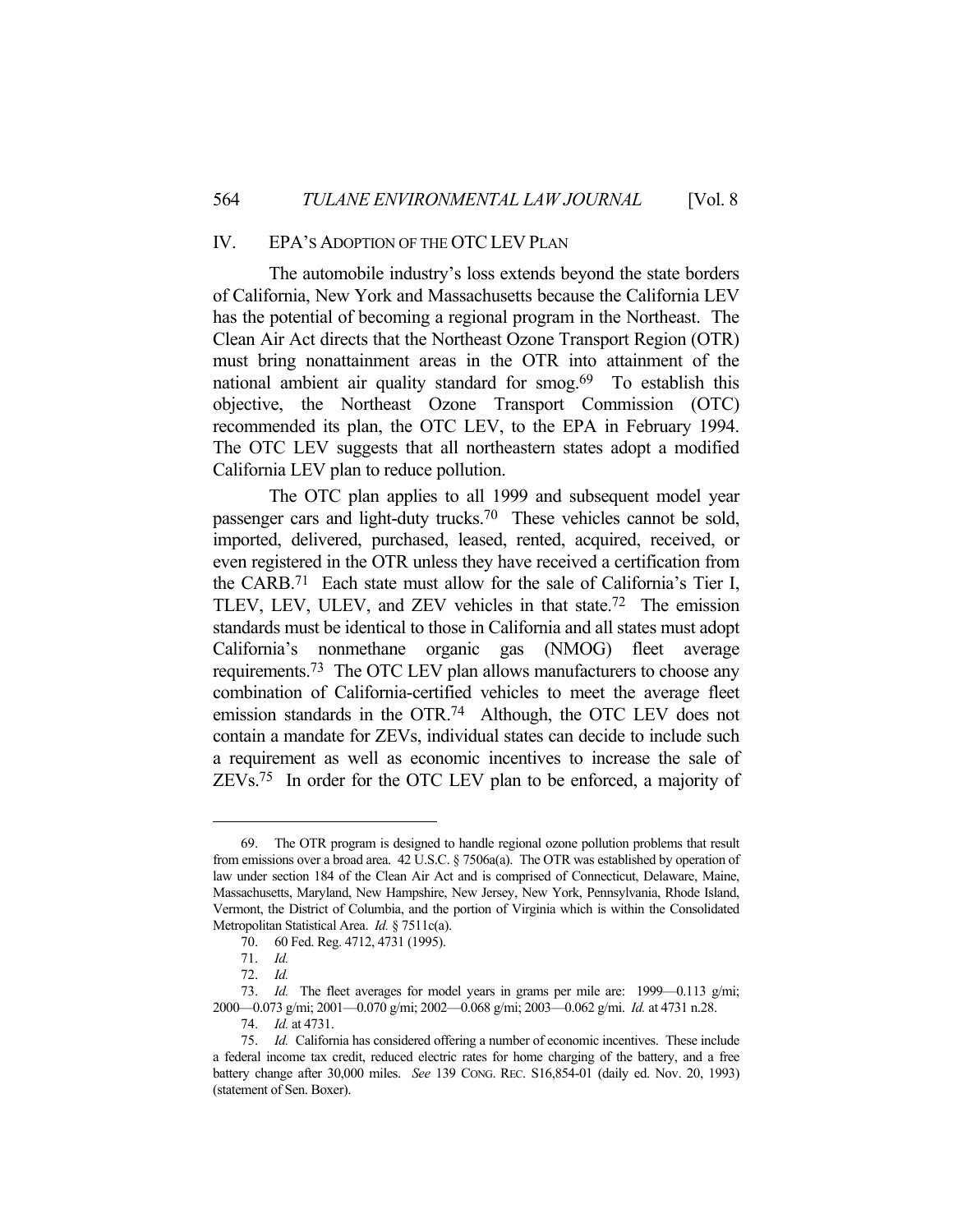## IV. EPA'S ADOPTION OF THE OTC LEV PLAN

The automobile industry's loss extends beyond the state borders of California, New York and Massachusetts because the California LEV has the potential of becoming a regional program in the Northeast. The Clean Air Act directs that the Northeast Ozone Transport Region (OTR) must bring nonattainment areas in the OTR into attainment of the national ambient air quality standard for smog.[69] To establish this objective, the Northeast Ozone Transport Commission (OTC) recommended its plan, the OTC LEV, to the EPA in February 1994. The OTC LEV suggests that all northeastern states adopt a modified California LEV plan to reduce pollution.

The OTC plan applies to all 1999 and subsequent model year passenger cars and light-duty trucks.[70] These vehicles cannot be sold, imported, delivered, purchased, leased, rented, acquired, received, or even registered in the OTR unless they have received a certification from the CARB.[71] Each state must allow for the sale of California's Tier I, TLEV, LEV, ULEV, and ZEV vehicles in that state.[72] The emission standards must be identical to those in California and all states must adopt California's nonmethane organic gas (NMOG) fleet average requirements.[73] The OTC LEV plan allows manufacturers to choose any combination of California-certified vehicles to meet the average fleet emission standards in the OTR.[74] Although, the OTC LEV does not contain a mandate for ZEVs, individual states can decide to include such a requirement as well as economic incentives to increase the sale of ZEVs.[75] In order for the OTC LEV plan to be enforced, a majority of

---

69. The OTR program is designed to handle regional ozone pollution problems that result from emissions over a broad area. 42 U.S.C. § 7506a(a). The OTR was established by operation of law under section 184 of the Clean Air Act and is comprised of Connecticut, Delaware, Maine, Massachusetts, Maryland, New Hampshire, New Jersey, New York, Pennsylvania, Rhode Island, Vermont, the District of Columbia, and the portion of Virginia which is within the Consolidated Metropolitan Statistical Area. *Id.* § 7511c(a).

70. 60 Fed. Reg. 4712, 4731 (1995).

71. *Id.*

72. *Id.*

73. *Id.* The fleet averages for model years in grams per mile are: 1999—0.113 g/mi; 2000—0.073 g/mi; 2001—0.070 g/mi; 2002—0.068 g/mi; 2003—0.062 g/mi. *Id.* at 4731 n.28.

74. *Id.* at 4731.

75. *Id.* California has considered offering a number of economic incentives. These include a federal income tax credit, reduced electric rates for home charging of the battery, and a free battery change after 30,000 miles. *See* 139 CONG. REC. S16,854-01 (daily ed. Nov. 20, 1993) (statement of Sen. Boxer).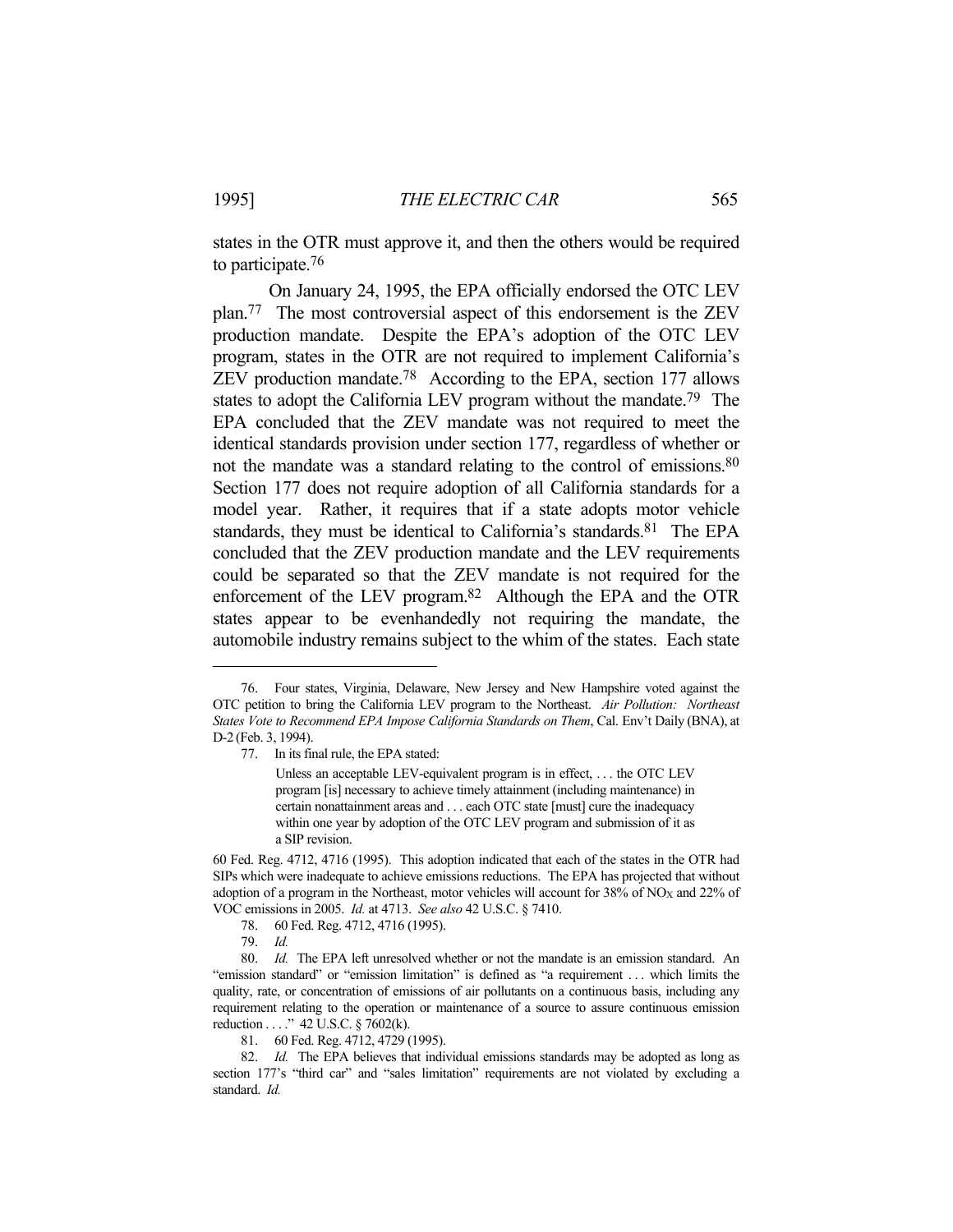states in the OTR must approve it, and then the others would be required to participate.[76]

On January 24, 1995, the EPA officially endorsed the OTC LEV plan.[77] The most controversial aspect of this endorsement is the ZEV production mandate. Despite the EPA's adoption of the OTC LEV program, states in the OTR are not required to implement California's ZEV production mandate.[78] According to the EPA, section 177 allows states to adopt the California LEV program without the mandate.[79] The EPA concluded that the ZEV mandate was not required to meet the identical standards provision under section 177, regardless of whether or not the mandate was a standard relating to the control of emissions.[80] Section 177 does not require adoption of all California standards for a model year. Rather, it requires that if a state adopts motor vehicle standards, they must be identical to California's standards.[81] The EPA concluded that the ZEV production mandate and the LEV requirements could be separated so that the ZEV mandate is not required for the enforcement of the LEV program.[82] Although the EPA and the OTR states appear to be evenhandedly not requiring the mandate, the automobile industry remains subject to the whim of the states. Each state

---

76. Four states, Virginia, Delaware, New Jersey and New Hampshire voted against the OTC petition to bring the California LEV program to the Northeast. *Air Pollution: Northeast States Vote to Recommend EPA Impose California Standards on Them*, Cal. Env't Daily (BNA), at D-2 (Feb. 3, 1994).

77. In its final rule, the EPA stated:

> Unless an acceptable LEV-equivalent program is in effect, . . . the OTC LEV program [is] necessary to achieve timely attainment (including maintenance) in certain nonattainment areas and . . . each OTC state [must] cure the inadequacy within one year by adoption of the OTC LEV program and submission of it as a SIP revision.

60 Fed. Reg. 4712, 4716 (1995). This adoption indicated that each of the states in the OTR had SIPs which were inadequate to achieve emissions reductions. The EPA has projected that without adoption of a program in the Northeast, motor vehicles will account for 38% of $NO_X$ and 22% of VOC emissions in 2005. *Id.* at 4713. *See also* 42 U.S.C. § 7410.

78. 60 Fed. Reg. 4712, 4716 (1995).

79. *Id.*

80. *Id.* The EPA left unresolved whether or not the mandate is an emission standard. An "emission standard" or "emission limitation" is defined as "a requirement . . . which limits the quality, rate, or concentration of emissions of air pollutants on a continuous basis, including any requirement relating to the operation or maintenance of a source to assure continuous emission reduction . . . ." 42 U.S.C. § 7602(k).

81. 60 Fed. Reg. 4712, 4729 (1995).

82. *Id.* The EPA believes that individual emissions standards may be adopted as long as section 177's "third car" and "sales limitation" requirements are not violated by excluding a standard. *Id.*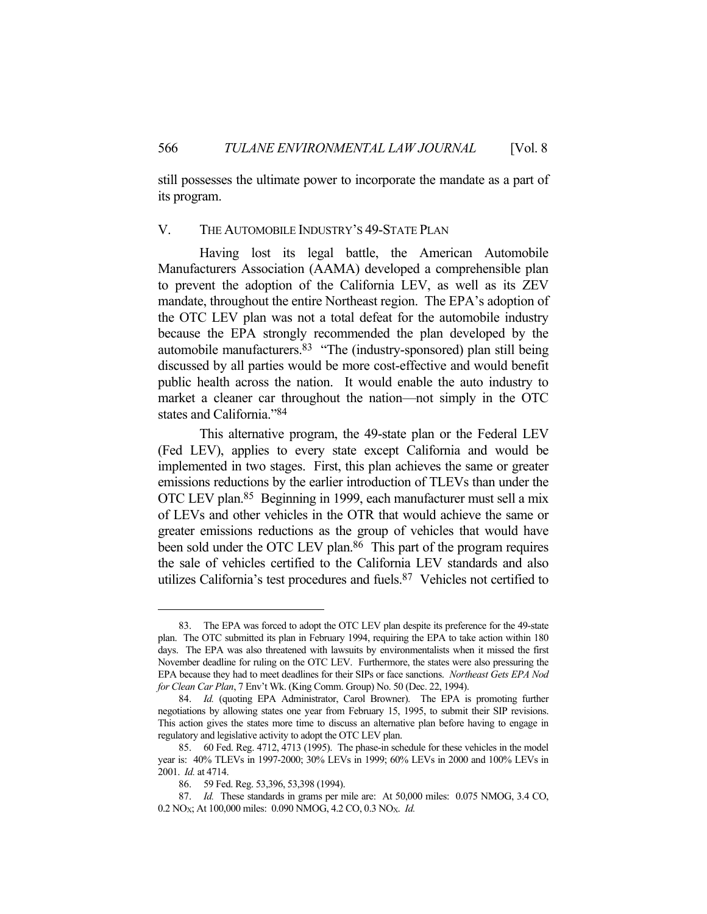still possesses the ultimate power to incorporate the mandate as a part of its program.

## V. THE AUTOMOBILE INDUSTRY'S 49-STATE PLAN

Having lost its legal battle, the American Automobile Manufacturers Association (AAMA) developed a comprehensible plan to prevent the adoption of the California LEV, as well as its ZEV mandate, throughout the entire Northeast region. The EPA's adoption of the OTC LEV plan was not a total defeat for the automobile industry because the EPA strongly recommended the plan developed by the automobile manufacturers.[83] "The (industry-sponsored) plan still being discussed by all parties would be more cost-effective and would benefit public health across the nation. It would enable the auto industry to market a cleaner car throughout the nation—not simply in the OTC states and California."[84]

This alternative program, the 49-state plan or the Federal LEV (Fed LEV), applies to every state except California and would be implemented in two stages. First, this plan achieves the same or greater emissions reductions by the earlier introduction of TLEVs than under the OTC LEV plan.[85] Beginning in 1999, each manufacturer must sell a mix of LEVs and other vehicles in the OTR that would achieve the same or greater emissions reductions as the group of vehicles that would have been sold under the OTC LEV plan.[86] This part of the program requires the sale of vehicles certified to the California LEV standards and also utilizes California's test procedures and fuels.[87] Vehicles not certified to

---

83. The EPA was forced to adopt the OTC LEV plan despite its preference for the 49-state plan. The OTC submitted its plan in February 1994, requiring the EPA to take action within 180 days. The EPA was also threatened with lawsuits by environmentalists when it missed the first November deadline for ruling on the OTC LEV. Furthermore, the states were also pressuring the EPA because they had to meet deadlines for their SIPs or face sanctions. *Northeast Gets EPA Nod for Clean Car Plan*, 7 Env't Wk. (King Comm. Group) No. 50 (Dec. 22, 1994).

84. *Id.* (quoting EPA Administrator, Carol Browner). The EPA is promoting further negotiations by allowing states one year from February 15, 1995, to submit their SIP revisions. This action gives the states more time to discuss an alternative plan before having to engage in regulatory and legislative activity to adopt the OTC LEV plan.

85. 60 Fed. Reg. 4712, 4713 (1995). The phase-in schedule for these vehicles in the model year is: 40% TLEVs in 1997-2000; 30% LEVs in 1999; 60% LEVs in 2000 and 100% LEVs in 2001. *Id.* at 4714.

86. 59 Fed. Reg. 53,396, 53,398 (1994).

87. *Id.* These standards in grams per mile are: At 50,000 miles: 0.075 NMOG, 3.4 CO, 0.2 $NO_X$; At 100,000 miles: 0.090 NMOG, 4.2 CO, 0.3 $NO_X$. *Id.*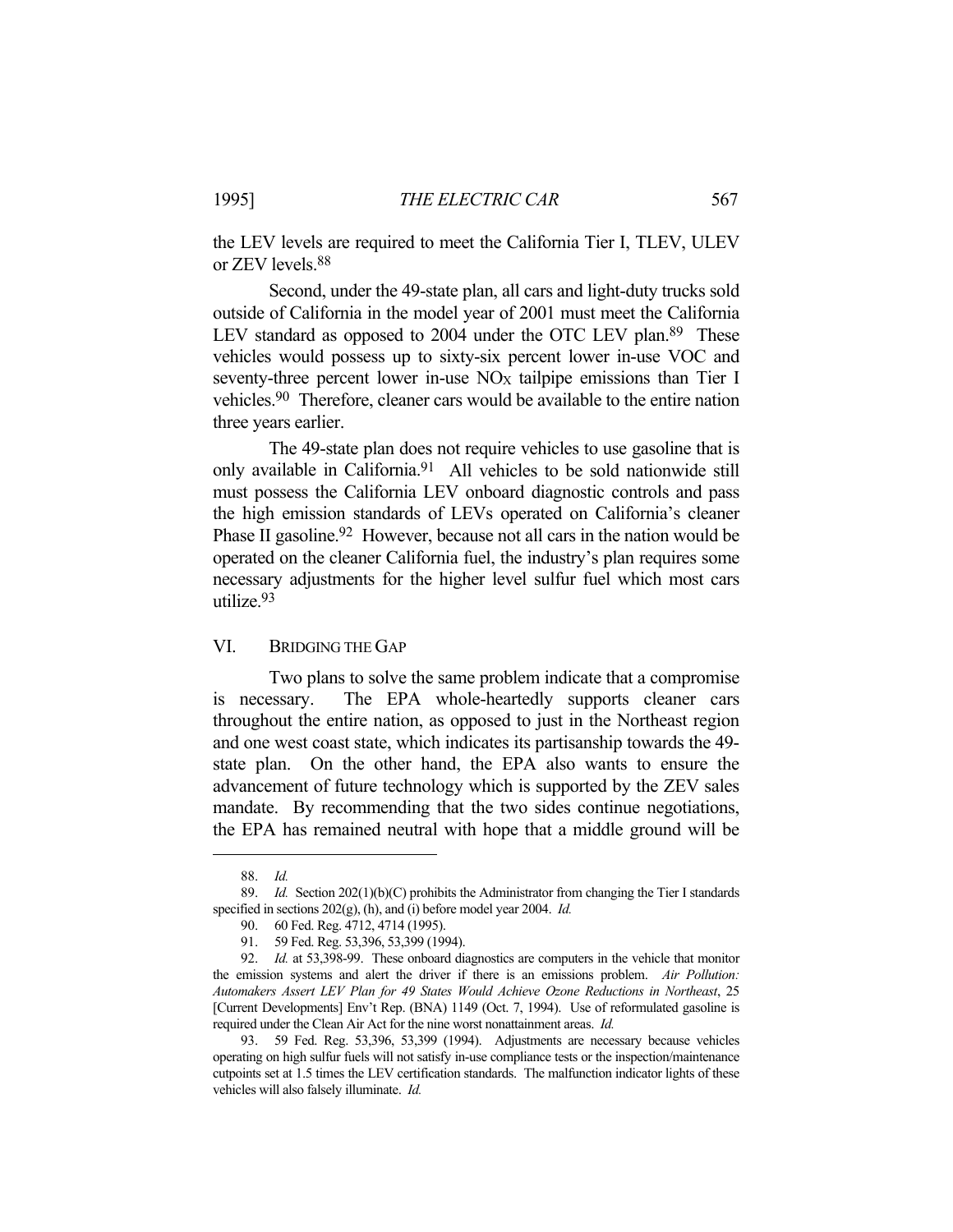the LEV levels are required to meet the California Tier I, TLEV, ULEV or ZEV levels.[88]

Second, under the 49-state plan, all cars and light-duty trucks sold outside of California in the model year of 2001 must meet the California LEV standard as opposed to 2004 under the OTC LEV plan.[89] These vehicles would possess up to sixty-six percent lower in-use VOC and seventy-three percent lower in-use $NO_X$ tailpipe emissions than Tier I vehicles.[90] Therefore, cleaner cars would be available to the entire nation three years earlier.

The 49-state plan does not require vehicles to use gasoline that is only available in California.[91] All vehicles to be sold nationwide still must possess the California LEV onboard diagnostic controls and pass the high emission standards of LEVs operated on California's cleaner Phase II gasoline.[92] However, because not all cars in the nation would be operated on the cleaner California fuel, the industry's plan requires some necessary adjustments for the higher level sulfur fuel which most cars utilize.[93]

## VI. BRIDGING THE GAP

Two plans to solve the same problem indicate that a compromise is necessary. The EPA whole-heartedly supports cleaner cars throughout the entire nation, as opposed to just in the Northeast region and one west coast state, which indicates its partisanship towards the 49-state plan. On the other hand, the EPA also wants to ensure the advancement of future technology which is supported by the ZEV sales mandate. By recommending that the two sides continue negotiations, the EPA has remained neutral with hope that a middle ground will be

---

88. *Id.*

89. *Id.* Section 202(1)(b)(C) prohibits the Administrator from changing the Tier I standards specified in sections 202(g), (h), and (i) before model year 2004. *Id.*

90. 60 Fed. Reg. 4712, 4714 (1995).

91. 59 Fed. Reg. 53,396, 53,399 (1994).

92. *Id.* at 53,398-99. These onboard diagnostics are computers in the vehicle that monitor the emission systems and alert the driver if there is an emissions problem. *Air Pollution: Automakers Assert LEV Plan for 49 States Would Achieve Ozone Reductions in Northeast*, 25 [Current Developments] Env't Rep. (BNA) 1149 (Oct. 7, 1994). Use of reformulated gasoline is required under the Clean Air Act for the nine worst nonattainment areas. *Id.*

93. 59 Fed. Reg. 53,396, 53,399 (1994). Adjustments are necessary because vehicles operating on high sulfur fuels will not satisfy in-use compliance tests or the inspection/maintenance cutpoints set at 1.5 times the LEV certification standards. The malfunction indicator lights of these vehicles will also falsely illuminate. *Id.*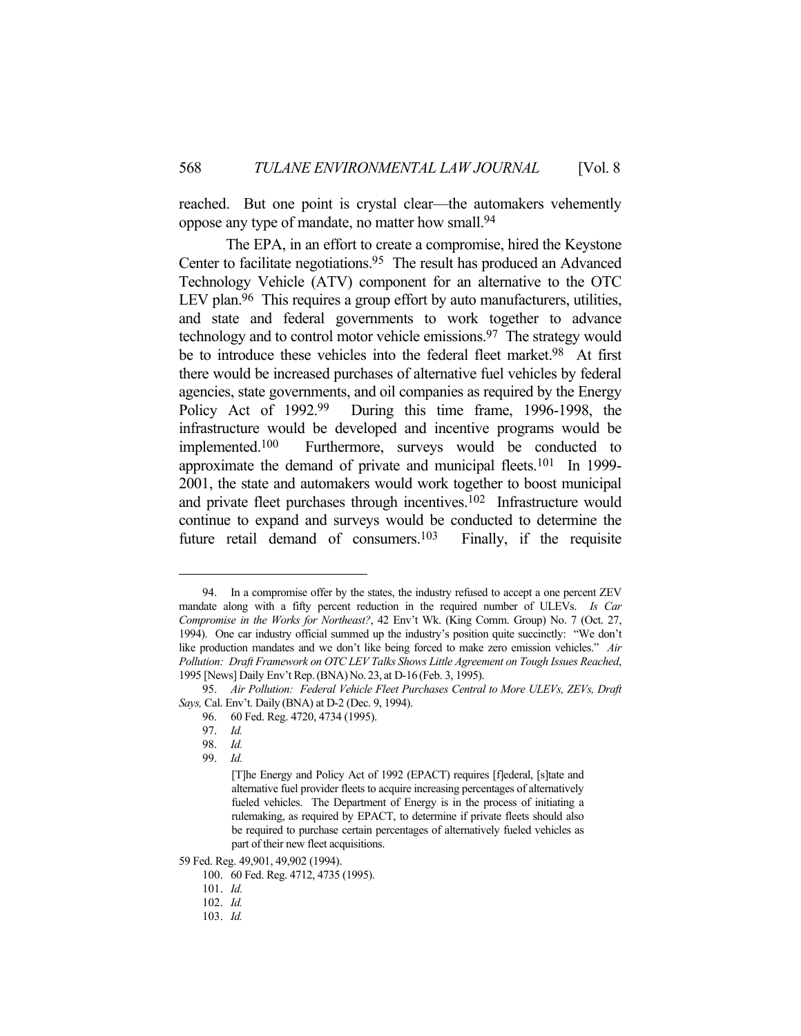reached. But one point is crystal clear—the automakers vehemently oppose any type of mandate, no matter how small.[94]

The EPA, in an effort to create a compromise, hired the Keystone Center to facilitate negotiations.[95] The result has produced an Advanced Technology Vehicle (ATV) component for an alternative to the OTC LEV plan.[96] This requires a group effort by auto manufacturers, utilities, and state and federal governments to work together to advance technology and to control motor vehicle emissions.[97] The strategy would be to introduce these vehicles into the federal fleet market.[98] At first there would be increased purchases of alternative fuel vehicles by federal agencies, state governments, and oil companies as required by the Energy Policy Act of 1992.[99] During this time frame, 1996-1998, the infrastructure would be developed and incentive programs would be implemented.[100] Furthermore, surveys would be conducted to approximate the demand of private and municipal fleets.[101] In 1999-2001, the state and automakers would work together to boost municipal and private fleet purchases through incentives.[102] Infrastructure would continue to expand and surveys would be conducted to determine the future retail demand of consumers.[103] Finally, if the requisite

---

94. In a compromise offer by the states, the industry refused to accept a one percent ZEV mandate along with a fifty percent reduction in the required number of ULEVs. *Is Car Compromise in the Works for Northeast?*, 42 Env't Wk. (King Comm. Group) No. 7 (Oct. 27, 1994). One car industry official summed up the industry's position quite succinctly: "We don't like production mandates and we don't like being forced to make zero emission vehicles." *Air Pollution: Draft Framework on OTC LEV Talks Shows Little Agreement on Tough Issues Reached*, 1995 [News] Daily Env't Rep. (BNA) No. 23, at D-16 (Feb. 3, 1995).

95. *Air Pollution: Federal Vehicle Fleet Purchases Central to More ULEVs, ZEVs, Draft Says,* Cal. Env't. Daily (BNA) at D-2 (Dec. 9, 1994).

96. 60 Fed. Reg. 4720, 4734 (1995).

97. *Id.*

98. *Id.*

99. *Id.*

> [T]he Energy and Policy Act of 1992 (EPACT) requires [f]ederal, [s]tate and alternative fuel provider fleets to acquire increasing percentages of alternatively fueled vehicles. The Department of Energy is in the process of initiating a rulemaking, as required by EPACT, to determine if private fleets should also be required to purchase certain percentages of alternatively fueled vehicles as part of their new fleet acquisitions.

59 Fed. Reg. 49,901, 49,902 (1994).

100. 60 Fed. Reg. 4712, 4735 (1995).

101. *Id.*

102. *Id.*

103. *Id.*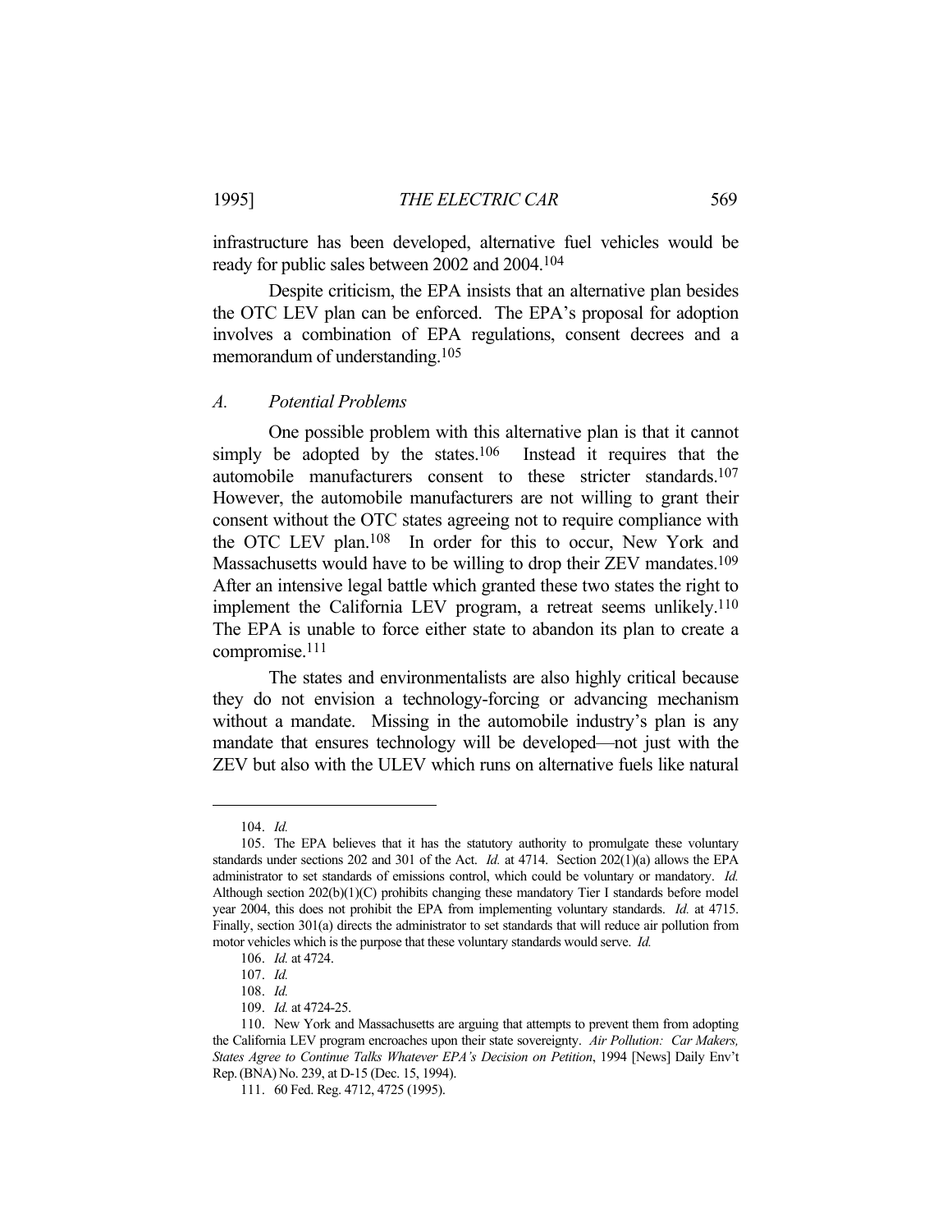infrastructure has been developed, alternative fuel vehicles would be ready for public sales between 2002 and 2004.[104]

Despite criticism, the EPA insists that an alternative plan besides the OTC LEV plan can be enforced. The EPA's proposal for adoption involves a combination of EPA regulations, consent decrees and a memorandum of understanding.[105]

### *A. Potential Problems*

One possible problem with this alternative plan is that it cannot simply be adopted by the states.[106] Instead it requires that the automobile manufacturers consent to these stricter standards.[107] However, the automobile manufacturers are not willing to grant their consent without the OTC states agreeing not to require compliance with the OTC LEV plan.[108] In order for this to occur, New York and Massachusetts would have to be willing to drop their ZEV mandates.[109] After an intensive legal battle which granted these two states the right to implement the California LEV program, a retreat seems unlikely.[110] The EPA is unable to force either state to abandon its plan to create a compromise.[111]

The states and environmentalists are also highly critical because they do not envision a technology-forcing or advancing mechanism without a mandate. Missing in the automobile industry's plan is any mandate that ensures technology will be developed—not just with the ZEV but also with the ULEV which runs on alternative fuels like natural

---

104. *Id.*

105. The EPA believes that it has the statutory authority to promulgate these voluntary standards under sections 202 and 301 of the Act. *Id.* at 4714. Section 202(1)(a) allows the EPA administrator to set standards of emissions control, which could be voluntary or mandatory. *Id.* Although section 202(b)(1)(C) prohibits changing these mandatory Tier I standards before model year 2004, this does not prohibit the EPA from implementing voluntary standards. *Id.* at 4715. Finally, section 301(a) directs the administrator to set standards that will reduce air pollution from motor vehicles which is the purpose that these voluntary standards would serve. *Id.*

106. *Id.* at 4724.

107. *Id.*

108. *Id.*

109. *Id.* at 4724-25.

110. New York and Massachusetts are arguing that attempts to prevent them from adopting the California LEV program encroaches upon their state sovereignty. *Air Pollution: Car Makers, States Agree to Continue Talks Whatever EPA's Decision on Petition*, 1994 [News] Daily Env't Rep. (BNA) No. 239, at D-15 (Dec. 15, 1994).

111. 60 Fed. Reg. 4712, 4725 (1995).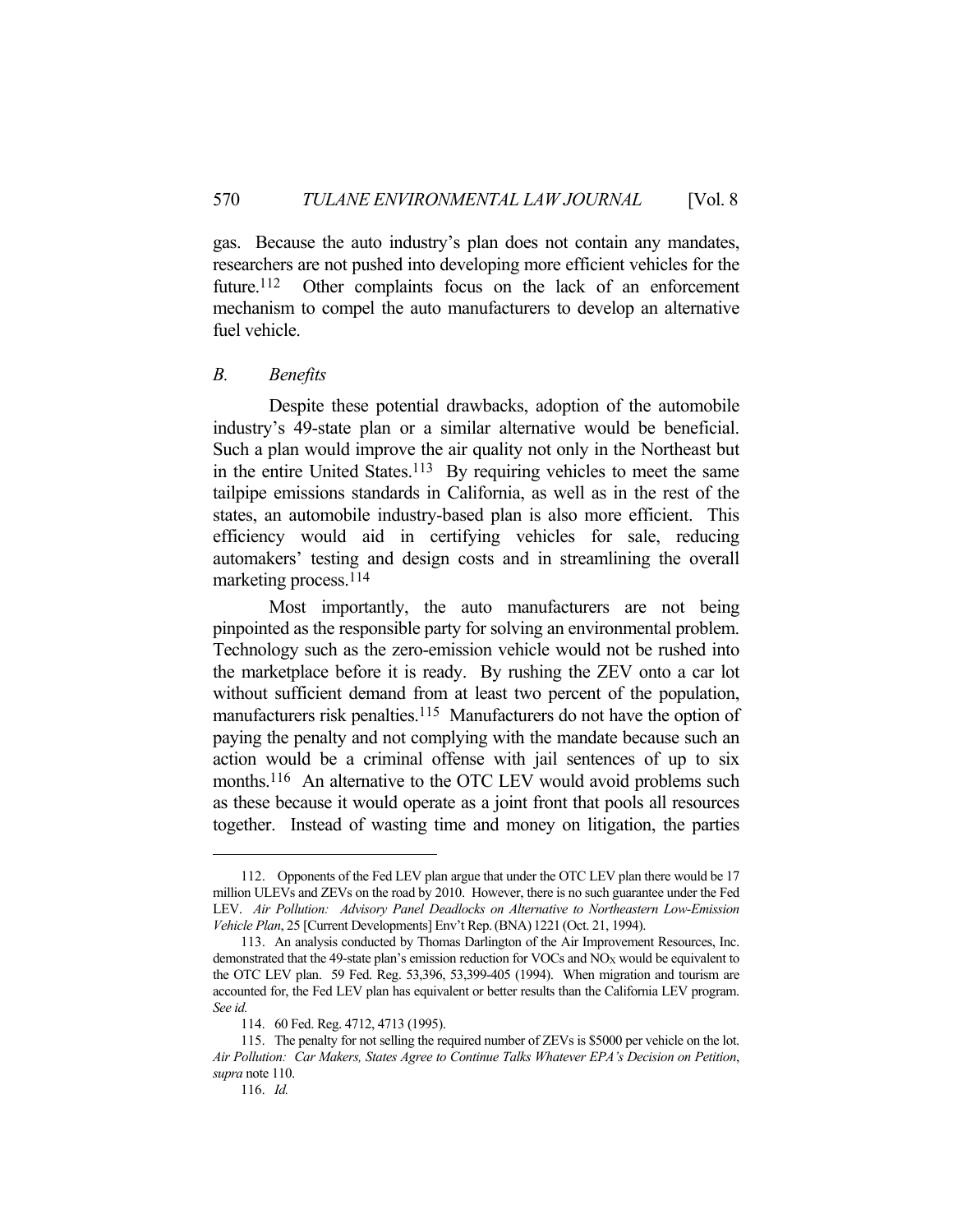gas. Because the auto industry's plan does not contain any mandates, researchers are not pushed into developing more efficient vehicles for the future.[112] Other complaints focus on the lack of an enforcement mechanism to compel the auto manufacturers to develop an alternative fuel vehicle.

## *B. Benefits*

Despite these potential drawbacks, adoption of the automobile industry's 49-state plan or a similar alternative would be beneficial. Such a plan would improve the air quality not only in the Northeast but in the entire United States.[113] By requiring vehicles to meet the same tailpipe emissions standards in California, as well as in the rest of the states, an automobile industry-based plan is also more efficient. This efficiency would aid in certifying vehicles for sale, reducing automakers' testing and design costs and in streamlining the overall marketing process.[114]

Most importantly, the auto manufacturers are not being pinpointed as the responsible party for solving an environmental problem. Technology such as the zero-emission vehicle would not be rushed into the marketplace before it is ready. By rushing the ZEV onto a car lot without sufficient demand from at least two percent of the population, manufacturers risk penalties.[115] Manufacturers do not have the option of paying the penalty and not complying with the mandate because such an action would be a criminal offense with jail sentences of up to six months.[116] An alternative to the OTC LEV would avoid problems such as these because it would operate as a joint front that pools all resources together. Instead of wasting time and money on litigation, the parties

---

112. Opponents of the Fed LEV plan argue that under the OTC LEV plan there would be 17 million ULEVs and ZEVs on the road by 2010. However, there is no such guarantee under the Fed LEV. *Air Pollution: Advisory Panel Deadlocks on Alternative to Northeastern Low-Emission Vehicle Plan*, 25 [Current Developments] Env't Rep. (BNA) 1221 (Oct. 21, 1994).

113. An analysis conducted by Thomas Darlington of the Air Improvement Resources, Inc. demonstrated that the 49-state plan's emission reduction for VOCs and $NO_X$ would be equivalent to the OTC LEV plan. 59 Fed. Reg. 53,396, 53,399-405 (1994). When migration and tourism are accounted for, the Fed LEV plan has equivalent or better results than the California LEV program. *See id.*

114. 60 Fed. Reg. 4712, 4713 (1995).

115. The penalty for not selling the required number of ZEVs is $5000 per vehicle on the lot. *Air Pollution: Car Makers, States Agree to Continue Talks Whatever EPA's Decision on Petition*, *supra* note 110.

116. *Id.*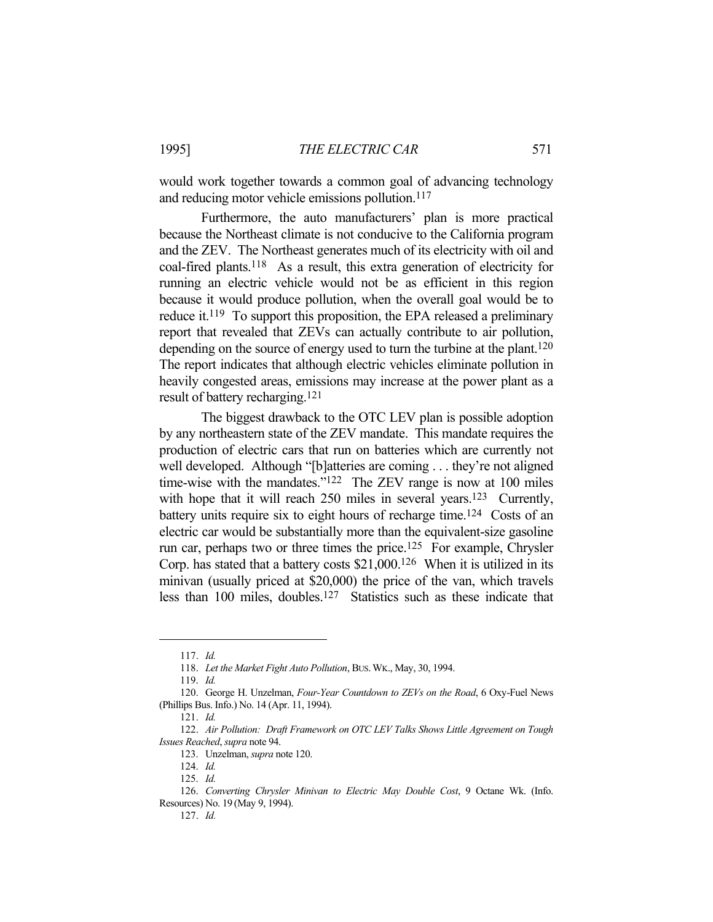would work together towards a common goal of advancing technology and reducing motor vehicle emissions pollution.[117]

Furthermore, the auto manufacturers' plan is more practical because the Northeast climate is not conducive to the California program and the ZEV. The Northeast generates much of its electricity with oil and coal-fired plants.[118] As a result, this extra generation of electricity for running an electric vehicle would not be as efficient in this region because it would produce pollution, when the overall goal would be to reduce it.[119] To support this proposition, the EPA released a preliminary report that revealed that ZEVs can actually contribute to air pollution, depending on the source of energy used to turn the turbine at the plant.[120] The report indicates that although electric vehicles eliminate pollution in heavily congested areas, emissions may increase at the power plant as a result of battery recharging.[121]

The biggest drawback to the OTC LEV plan is possible adoption by any northeastern state of the ZEV mandate. This mandate requires the production of electric cars that run on batteries which are currently not well developed. Although "[b]atteries are coming . . . they're not aligned time-wise with the mandates."[122] The ZEV range is now at 100 miles with hope that it will reach 250 miles in several years.[123] Currently, battery units require six to eight hours of recharge time.[124] Costs of an electric car would be substantially more than the equivalent-size gasoline run car, perhaps two or three times the price.[125] For example, Chrysler Corp. has stated that a battery costs $21,000.[126] When it is utilized in its minivan (usually priced at $20,000) the price of the van, which travels less than 100 miles, doubles.[127] Statistics such as these indicate that

---

117. *Id.*

118. *Let the Market Fight Auto Pollution*, BUS. WK., May, 30, 1994.

119. *Id.*

120. George H. Unzelman, *Four-Year Countdown to ZEVs on the Road*, 6 Oxy-Fuel News (Phillips Bus. Info.) No. 14 (Apr. 11, 1994).

121. *Id.*

122. *Air Pollution: Draft Framework on OTC LEV Talks Shows Little Agreement on Tough Issues Reached*, *supra* note 94.

123. Unzelman, *supra* note 120.

124. *Id.*

125. *Id.*

126. *Converting Chrysler Minivan to Electric May Double Cost*, 9 Octane Wk. (Info. Resources) No. 19 (May 9, 1994).

127. *Id.*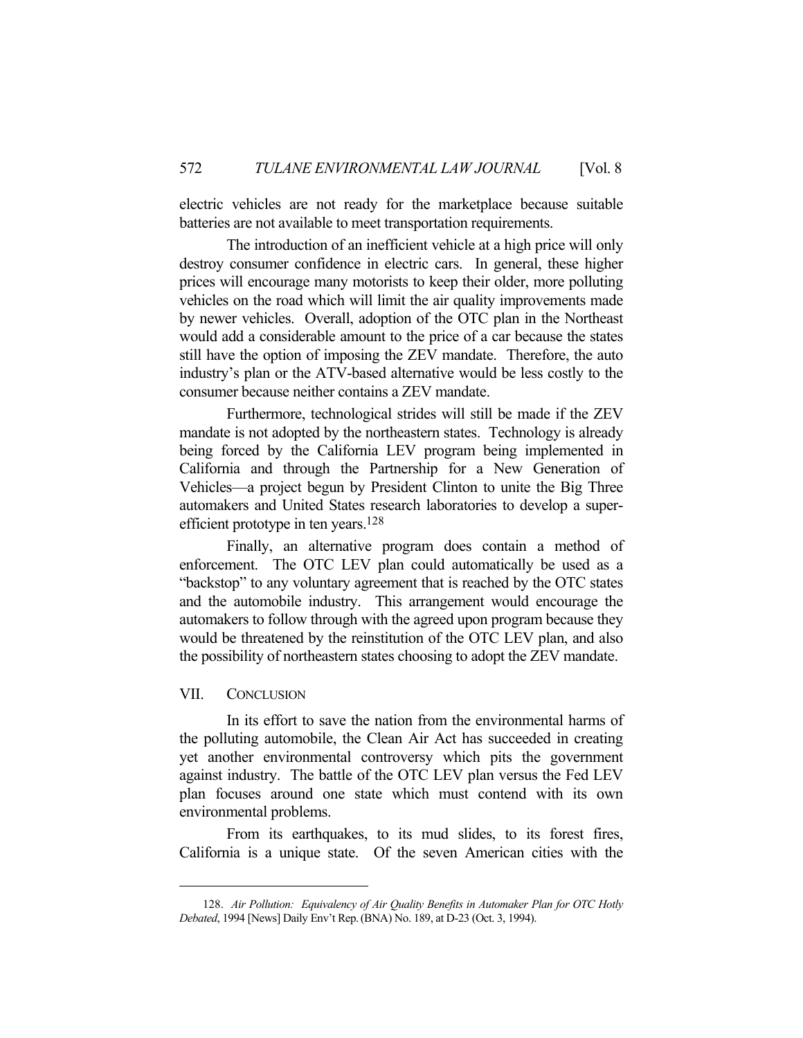electric vehicles are not ready for the marketplace because suitable batteries are not available to meet transportation requirements.

The introduction of an inefficient vehicle at a high price will only destroy consumer confidence in electric cars. In general, these higher prices will encourage many motorists to keep their older, more polluting vehicles on the road which will limit the air quality improvements made by newer vehicles. Overall, adoption of the OTC plan in the Northeast would add a considerable amount to the price of a car because the states still have the option of imposing the ZEV mandate. Therefore, the auto industry's plan or the ATV-based alternative would be less costly to the consumer because neither contains a ZEV mandate.

Furthermore, technological strides will still be made if the ZEV mandate is not adopted by the northeastern states. Technology is already being forced by the California LEV program being implemented in California and through the Partnership for a New Generation of Vehicles—a project begun by President Clinton to unite the Big Three automakers and United States research laboratories to develop a super-efficient prototype in ten years.[128]

Finally, an alternative program does contain a method of enforcement. The OTC LEV plan could automatically be used as a "backstop" to any voluntary agreement that is reached by the OTC states and the automobile industry. This arrangement would encourage the automakers to follow through with the agreed upon program because they would be threatened by the reinstitution of the OTC LEV plan, and also the possibility of northeastern states choosing to adopt the ZEV mandate.

## VII. CONCLUSION

In its effort to save the nation from the environmental harms of the polluting automobile, the Clean Air Act has succeeded in creating yet another environmental controversy which pits the government against industry. The battle of the OTC LEV plan versus the Fed LEV plan focuses around one state which must contend with its own environmental problems.

From its earthquakes, to its mud slides, to its forest fires, California is a unique state. Of the seven American cities with the

---

128. *Air Pollution: Equivalency of Air Quality Benefits in Automaker Plan for OTC Hotly Debated*, 1994 [News] Daily Env't Rep. (BNA) No. 189, at D-23 (Oct. 3, 1994).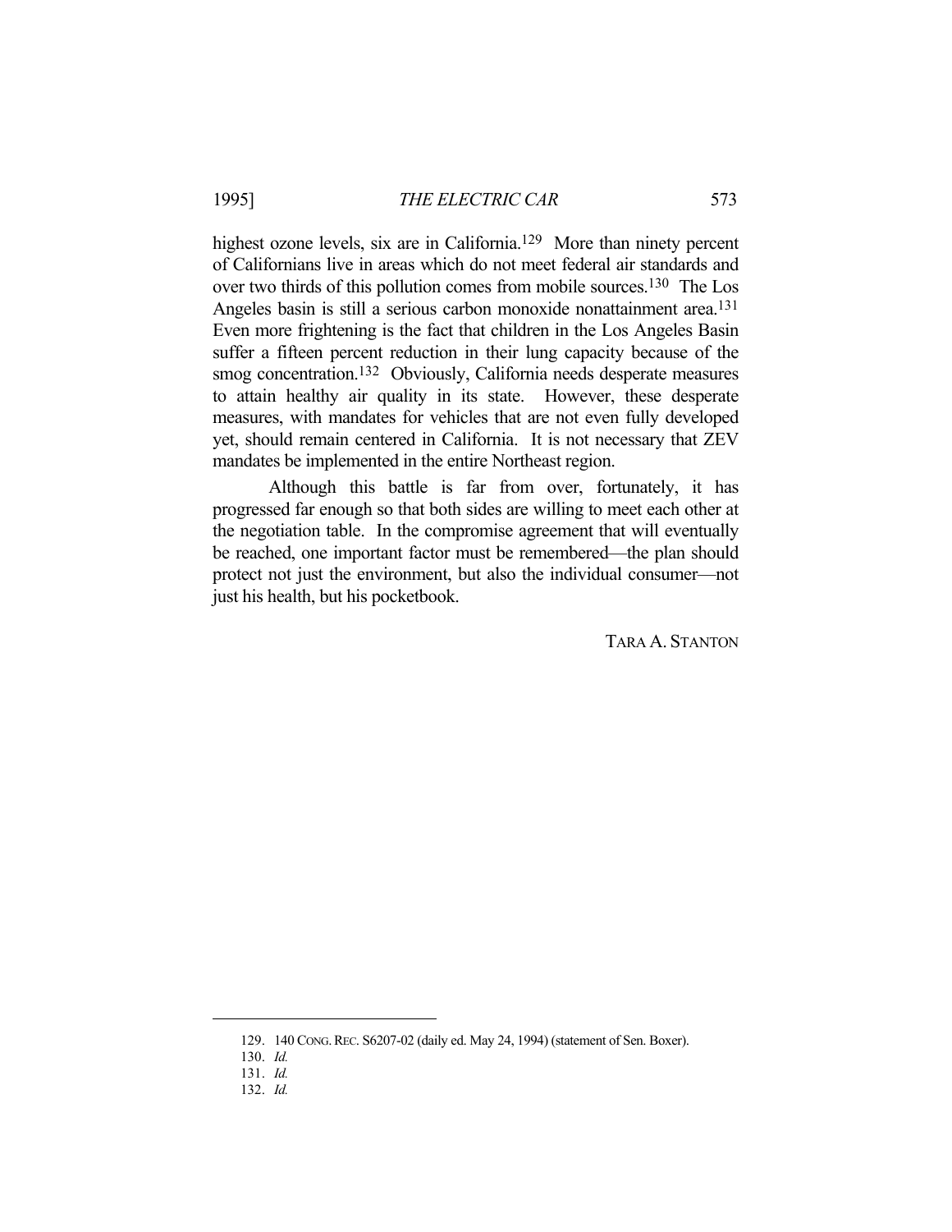highest ozone levels, six are in California.[129] More than ninety percent of Californians live in areas which do not meet federal air standards and over two thirds of this pollution comes from mobile sources.[130] The Los Angeles basin is still a serious carbon monoxide nonattainment area.[131] Even more frightening is the fact that children in the Los Angeles Basin suffer a fifteen percent reduction in their lung capacity because of the smog concentration.[132] Obviously, California needs desperate measures to attain healthy air quality in its state. However, these desperate measures, with mandates for vehicles that are not even fully developed yet, should remain centered in California. It is not necessary that ZEV mandates be implemented in the entire Northeast region.

Although this battle is far from over, fortunately, it has progressed far enough so that both sides are willing to meet each other at the negotiation table. In the compromise agreement that will eventually be reached, one important factor must be remembered—the plan should protect not just the environment, but also the individual consumer—not just his health, but his pocketbook.

TARA A. STANTON

---

129. 140 CONG. REC. S6207-02 (daily ed. May 24, 1994) (statement of Sen. Boxer).

130. *Id.*

131. *Id.*

132. *Id.*